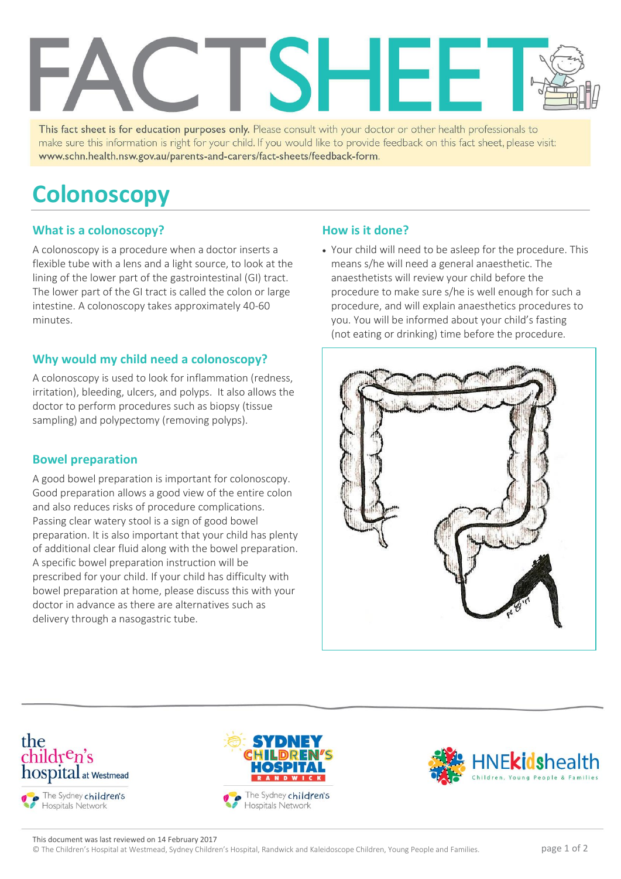# FACTSHEET

This fact sheet is for education purposes only. Please consult with your doctor or other health professionals to make sure this information is right for your child. If you would like to provide feedback on this fact sheet, please visit: www.schn.health.nsw.gov.au/parents-and-carers/fact-sheets/feedback-form.

# Colonoscopy

## What is a colonoscopy?

A colonoscopy is a procedure when a doctor inserts a flexible tube with a lens and a light source, to look at the lining of the lower part of the gastrointestinal (GI) tract. The lower part of the GI tract is called the colon or large intestine. A colonoscopy takes approximately 40-60 minutes.

## Why would my child need a colonoscopy?

A colonoscopy is used to look for inflammation (redness, irritation), bleeding, ulcers, and polyps. It also allows the doctor to perform procedures such as biopsy (tissue sampling) and polypectomy (removing polyps).

## Bowel preparation

A good bowel preparation is important for colonoscopy. Good preparation allows a good view of the entire colon and also reduces risks of procedure complications. Passing clear watery stool is a sign of good bowel preparation. It is also important that your child has plenty of additional clear fluid along with the bowel preparation. A specific bowel preparation instruction will be prescribed for your child. If your child has difficulty with bowel preparation at home, please discuss this with your doctor in advance as there are alternatives such as delivery through a nasogastric tube.

## How is it done?

- Your child will need to be asleep for the procedure. This means s/he will need a general anaesthetic. The anaesthetists will review your child before the procedure to make sure s/he is well enough for such a procedure, and will explain anaesthetics procedures to you. You will be informed about your child's fasting (not eating or drinking) time before the procedure.

This document was last reviewed on 14 February 2017

© The Children's Hospital at Westmead, Sydney Children's Hospital, Randwick and Kaleidoscope Children, Young People and Families.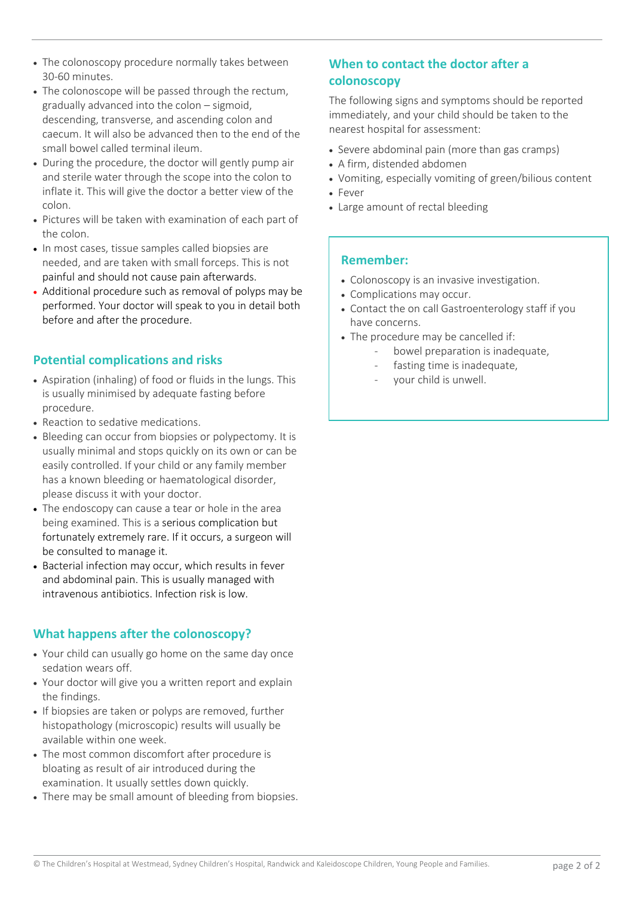- The colonoscopy procedure normally takes between 30-60 minutes.
- The colonoscope will be passed through the rectum, gradually advanced into the colon – sigmoid, descending, transverse, and ascending colon and caecum. It will also be advanced then to the end of the small bowel called terminal ileum.
- During the procedure, the doctor will gently pump air and sterile water through the scope into the colon to inflate it. This will give the doctor a better view of the colon.
- Pictures will be taken with examination of each part of the colon.
- In most cases, tissue samples called biopsies are needed, and are taken with small forceps. This is not painful and should not cause pain afterwards.
- Additional procedure such as removal of polyps may be performed. Your doctor will speak to you in detail both before and after the procedure.

## Potential complications and risks

- Aspiration (inhaling) of food or fluids in the lungs. This is usually minimised by adequate fasting before procedure.
- Reaction to sedative medications.
- Bleeding can occur from biopsies or polypectomy. It is usually minimal and stops quickly on its own or can be easily controlled. If your child or any family member has a known bleeding or haematological disorder, please discuss it with your doctor.
- The endoscopy can cause a tear or hole in the area being examined. This is a serious complication but fortunately extremely rare. If it occurs, a surgeon will be consulted to manage it.
- Bacterial infection may occur, which results in fever and abdominal pain. This is usually managed with intravenous antibiotics. Infection risk is low.

## What happens after the colonoscopy?

- Your child can usually go home on the same day once sedation wears off.
- Your doctor will give you a written report and explain the findings.
- If biopsies are taken or polyps are removed, further histopathology (microscopic) results will usually be available within one week.
- The most common discomfort after procedure is bloating as result of air introduced during the examination. It usually settles down quickly.
- There may be small amount of bleeding from biopsies.

## When to contact the doctor after a colonoscopy

The following signs and symptoms should be reported immediately, and your child should be taken to the nearest hospital for assessment:

- Severe abdominal pain (more than gas cramps)
- A firm, distended abdomen
- Vomiting, especially vomiting of green/bilious content
- Fever
- Large amount of rectal bleeding

### Remember:

- Colonoscopy is an invasive investigation.
- Complications may occur.
- Contact the on call Gastroenterology staff if you have concerns.
- The procedure may be cancelled if:
  - bowel preparation is inadequate,
  - fasting time is inadequate,
  - your child is unwell.

© The Children's Hospital at Westmead, Sydney Children's Hospital, Randwick and Kaleidoscope Children, Young People and Families.